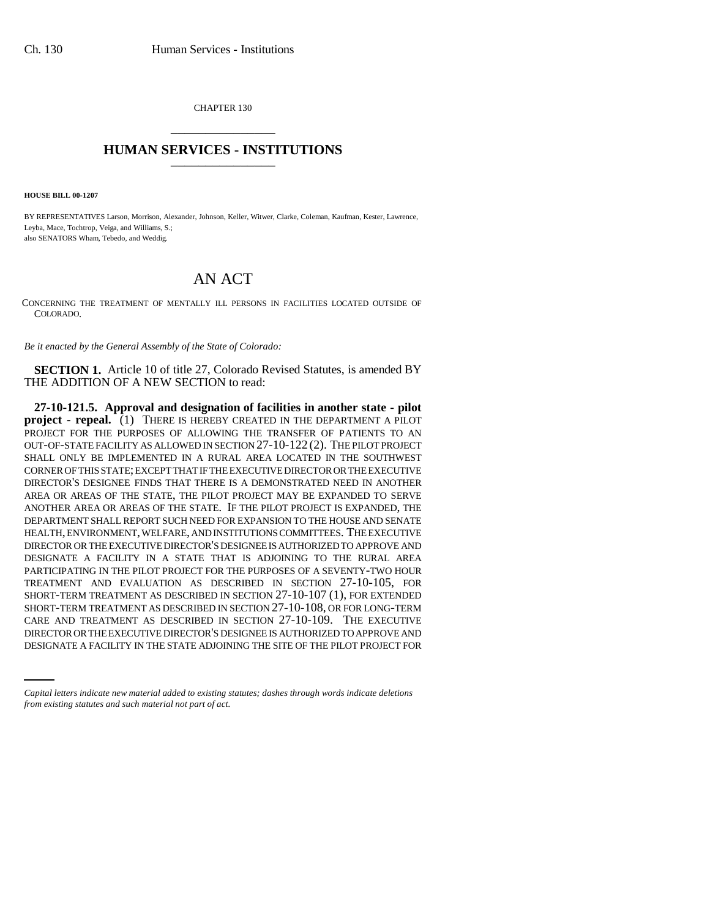CHAPTER 130

# HUMAN SERVICES - INSTITUTIONS

**HOUSE BILL 00-1207**

BY REPRESENTATIVES Larson, Morrison, Alexander, Johnson, Keller, Witwer, Clarke, Coleman, Kaufman, Kester, Lawrence, Leyba, Mace, Tochtrop, Veiga, and Williams, S.;
also SENATORS Wham, Tebedo, and Weddig.

# AN ACT

CONCERNING THE TREATMENT OF MENTALLY ILL PERSONS IN FACILITIES LOCATED OUTSIDE OF COLORADO.

*Be it enacted by the General Assembly of the State of Colorado:*

**SECTION 1.** Article 10 of title 27, Colorado Revised Statutes, is amended BY THE ADDITION OF A NEW SECTION to read:

**27-10-121.5. Approval and designation of facilities in another state - pilot project - repeal.** (1) THERE IS HEREBY CREATED IN THE DEPARTMENT A PILOT PROJECT FOR THE PURPOSES OF ALLOWING THE TRANSFER OF PATIENTS TO AN OUT-OF-STATE FACILITY AS ALLOWED IN SECTION 27-10-122 (2). THE PILOT PROJECT SHALL ONLY BE IMPLEMENTED IN A RURAL AREA LOCATED IN THE SOUTHWEST CORNER OF THIS STATE; EXCEPT THAT IF THE EXECUTIVE DIRECTOR OR THE EXECUTIVE DIRECTOR'S DESIGNEE FINDS THAT THERE IS A DEMONSTRATED NEED IN ANOTHER AREA OR AREAS OF THE STATE, THE PILOT PROJECT MAY BE EXPANDED TO SERVE ANOTHER AREA OR AREAS OF THE STATE. IF THE PILOT PROJECT IS EXPANDED, THE DEPARTMENT SHALL REPORT SUCH NEED FOR EXPANSION TO THE HOUSE AND SENATE HEALTH, ENVIRONMENT, WELFARE, AND INSTITUTIONS COMMITTEES. THE EXECUTIVE DIRECTOR OR THE EXECUTIVE DIRECTOR'S DESIGNEE IS AUTHORIZED TO APPROVE AND DESIGNATE A FACILITY IN A STATE THAT IS ADJOINING TO THE RURAL AREA PARTICIPATING IN THE PILOT PROJECT FOR THE PURPOSES OF A SEVENTY-TWO HOUR TREATMENT AND EVALUATION AS DESCRIBED IN SECTION 27-10-105, FOR SHORT-TERM TREATMENT AS DESCRIBED IN SECTION 27-10-107 (1), FOR EXTENDED SHORT-TERM TREATMENT AS DESCRIBED IN SECTION 27-10-108, OR FOR LONG-TERM CARE AND TREATMENT AS DESCRIBED IN SECTION 27-10-109. THE EXECUTIVE DIRECTOR OR THE EXECUTIVE DIRECTOR'S DESIGNEE IS AUTHORIZED TO APPROVE AND DESIGNATE A FACILITY IN THE STATE ADJOINING THE SITE OF THE PILOT PROJECT FOR

*Capital letters indicate new material added to existing statutes; dashes through words indicate deletions from existing statutes and such material not part of act.*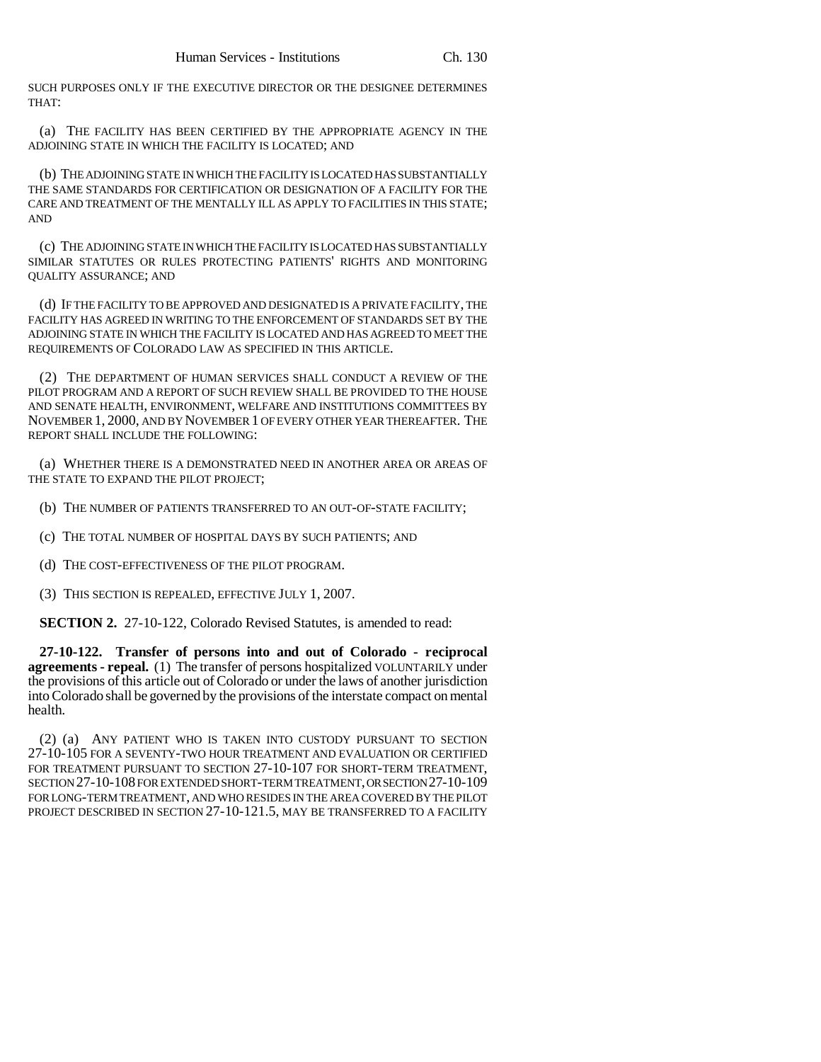SUCH PURPOSES ONLY IF THE EXECUTIVE DIRECTOR OR THE DESIGNEE DETERMINES THAT:

(a) THE FACILITY HAS BEEN CERTIFIED BY THE APPROPRIATE AGENCY IN THE ADJOINING STATE IN WHICH THE FACILITY IS LOCATED; AND

(b) THE ADJOINING STATE IN WHICH THE FACILITY IS LOCATED HAS SUBSTANTIALLY THE SAME STANDARDS FOR CERTIFICATION OR DESIGNATION OF A FACILITY FOR THE CARE AND TREATMENT OF THE MENTALLY ILL AS APPLY TO FACILITIES IN THIS STATE; AND

(c) THE ADJOINING STATE IN WHICH THE FACILITY IS LOCATED HAS SUBSTANTIALLY SIMILAR STATUTES OR RULES PROTECTING PATIENTS' RIGHTS AND MONITORING QUALITY ASSURANCE; AND

(d) IF THE FACILITY TO BE APPROVED AND DESIGNATED IS A PRIVATE FACILITY, THE FACILITY HAS AGREED IN WRITING TO THE ENFORCEMENT OF STANDARDS SET BY THE ADJOINING STATE IN WHICH THE FACILITY IS LOCATED AND HAS AGREED TO MEET THE REQUIREMENTS OF COLORADO LAW AS SPECIFIED IN THIS ARTICLE.

(2) THE DEPARTMENT OF HUMAN SERVICES SHALL CONDUCT A REVIEW OF THE PILOT PROGRAM AND A REPORT OF SUCH REVIEW SHALL BE PROVIDED TO THE HOUSE AND SENATE HEALTH, ENVIRONMENT, WELFARE AND INSTITUTIONS COMMITTEES BY NOVEMBER 1, 2000, AND BY NOVEMBER 1 OF EVERY OTHER YEAR THEREAFTER. THE REPORT SHALL INCLUDE THE FOLLOWING:

(a) WHETHER THERE IS A DEMONSTRATED NEED IN ANOTHER AREA OR AREAS OF THE STATE TO EXPAND THE PILOT PROJECT;

(b) THE NUMBER OF PATIENTS TRANSFERRED TO AN OUT-OF-STATE FACILITY;

(c) THE TOTAL NUMBER OF HOSPITAL DAYS BY SUCH PATIENTS; AND

(d) THE COST-EFFECTIVENESS OF THE PILOT PROGRAM.

(3) THIS SECTION IS REPEALED, EFFECTIVE JULY 1, 2007.

**SECTION 2.** 27-10-122, Colorado Revised Statutes, is amended to read:

**27-10-122. Transfer of persons into and out of Colorado - reciprocal agreements - repeal.** (1) The transfer of persons hospitalized VOLUNTARILY under the provisions of this article out of Colorado or under the laws of another jurisdiction into Colorado shall be governed by the provisions of the interstate compact on mental health.

(2) (a) ANY PATIENT WHO IS TAKEN INTO CUSTODY PURSUANT TO SECTION 27-10-105 FOR A SEVENTY-TWO HOUR TREATMENT AND EVALUATION OR CERTIFIED FOR TREATMENT PURSUANT TO SECTION 27-10-107 FOR SHORT-TERM TREATMENT, SECTION 27-10-108 FOR EXTENDED SHORT-TERM TREATMENT, OR SECTION 27-10-109 FOR LONG-TERM TREATMENT, AND WHO RESIDES IN THE AREA COVERED BY THE PILOT PROJECT DESCRIBED IN SECTION 27-10-121.5, MAY BE TRANSFERRED TO A FACILITY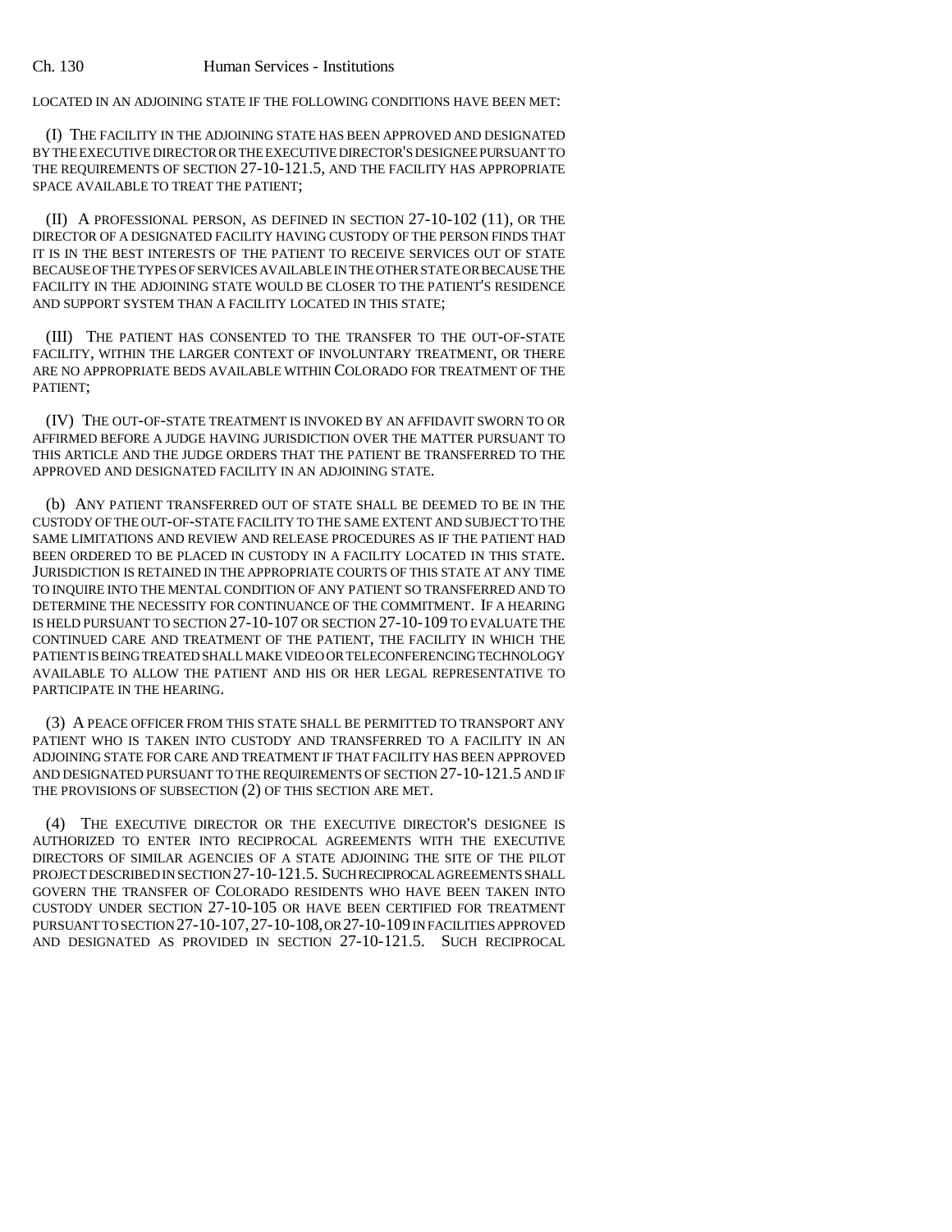LOCATED IN AN ADJOINING STATE IF THE FOLLOWING CONDITIONS HAVE BEEN MET:

(I) THE FACILITY IN THE ADJOINING STATE HAS BEEN APPROVED AND DESIGNATED BY THE EXECUTIVE DIRECTOR OR THE EXECUTIVE DIRECTOR'S DESIGNEE PURSUANT TO THE REQUIREMENTS OF SECTION 27-10-121.5, AND THE FACILITY HAS APPROPRIATE SPACE AVAILABLE TO TREAT THE PATIENT;

(II) A PROFESSIONAL PERSON, AS DEFINED IN SECTION 27-10-102 (11), OR THE DIRECTOR OF A DESIGNATED FACILITY HAVING CUSTODY OF THE PERSON FINDS THAT IT IS IN THE BEST INTERESTS OF THE PATIENT TO RECEIVE SERVICES OUT OF STATE BECAUSE OF THE TYPES OF SERVICES AVAILABLE IN THE OTHER STATE OR BECAUSE THE FACILITY IN THE ADJOINING STATE WOULD BE CLOSER TO THE PATIENT'S RESIDENCE AND SUPPORT SYSTEM THAN A FACILITY LOCATED IN THIS STATE;

(III) THE PATIENT HAS CONSENTED TO THE TRANSFER TO THE OUT-OF-STATE FACILITY, WITHIN THE LARGER CONTEXT OF INVOLUNTARY TREATMENT, OR THERE ARE NO APPROPRIATE BEDS AVAILABLE WITHIN COLORADO FOR TREATMENT OF THE PATIENT;

(IV) THE OUT-OF-STATE TREATMENT IS INVOKED BY AN AFFIDAVIT SWORN TO OR AFFIRMED BEFORE A JUDGE HAVING JURISDICTION OVER THE MATTER PURSUANT TO THIS ARTICLE AND THE JUDGE ORDERS THAT THE PATIENT BE TRANSFERRED TO THE APPROVED AND DESIGNATED FACILITY IN AN ADJOINING STATE.

(b) ANY PATIENT TRANSFERRED OUT OF STATE SHALL BE DEEMED TO BE IN THE CUSTODY OF THE OUT-OF-STATE FACILITY TO THE SAME EXTENT AND SUBJECT TO THE SAME LIMITATIONS AND REVIEW AND RELEASE PROCEDURES AS IF THE PATIENT HAD BEEN ORDERED TO BE PLACED IN CUSTODY IN A FACILITY LOCATED IN THIS STATE. JURISDICTION IS RETAINED IN THE APPROPRIATE COURTS OF THIS STATE AT ANY TIME TO INQUIRE INTO THE MENTAL CONDITION OF ANY PATIENT SO TRANSFERRED AND TO DETERMINE THE NECESSITY FOR CONTINUANCE OF THE COMMITMENT. IF A HEARING IS HELD PURSUANT TO SECTION 27-10-107 OR SECTION 27-10-109 TO EVALUATE THE CONTINUED CARE AND TREATMENT OF THE PATIENT, THE FACILITY IN WHICH THE PATIENT IS BEING TREATED SHALL MAKE VIDEO OR TELECONFERENCING TECHNOLOGY AVAILABLE TO ALLOW THE PATIENT AND HIS OR HER LEGAL REPRESENTATIVE TO PARTICIPATE IN THE HEARING.

(3) A PEACE OFFICER FROM THIS STATE SHALL BE PERMITTED TO TRANSPORT ANY PATIENT WHO IS TAKEN INTO CUSTODY AND TRANSFERRED TO A FACILITY IN AN ADJOINING STATE FOR CARE AND TREATMENT IF THAT FACILITY HAS BEEN APPROVED AND DESIGNATED PURSUANT TO THE REQUIREMENTS OF SECTION 27-10-121.5 AND IF THE PROVISIONS OF SUBSECTION (2) OF THIS SECTION ARE MET.

(4) THE EXECUTIVE DIRECTOR OR THE EXECUTIVE DIRECTOR'S DESIGNEE IS AUTHORIZED TO ENTER INTO RECIPROCAL AGREEMENTS WITH THE EXECUTIVE DIRECTORS OF SIMILAR AGENCIES OF A STATE ADJOINING THE SITE OF THE PILOT PROJECT DESCRIBED IN SECTION 27-10-121.5. SUCH RECIPROCAL AGREEMENTS SHALL GOVERN THE TRANSFER OF COLORADO RESIDENTS WHO HAVE BEEN TAKEN INTO CUSTODY UNDER SECTION 27-10-105 OR HAVE BEEN CERTIFIED FOR TREATMENT PURSUANT TO SECTION 27-10-107, 27-10-108, OR 27-10-109 IN FACILITIES APPROVED AND DESIGNATED AS PROVIDED IN SECTION 27-10-121.5. SUCH RECIPROCAL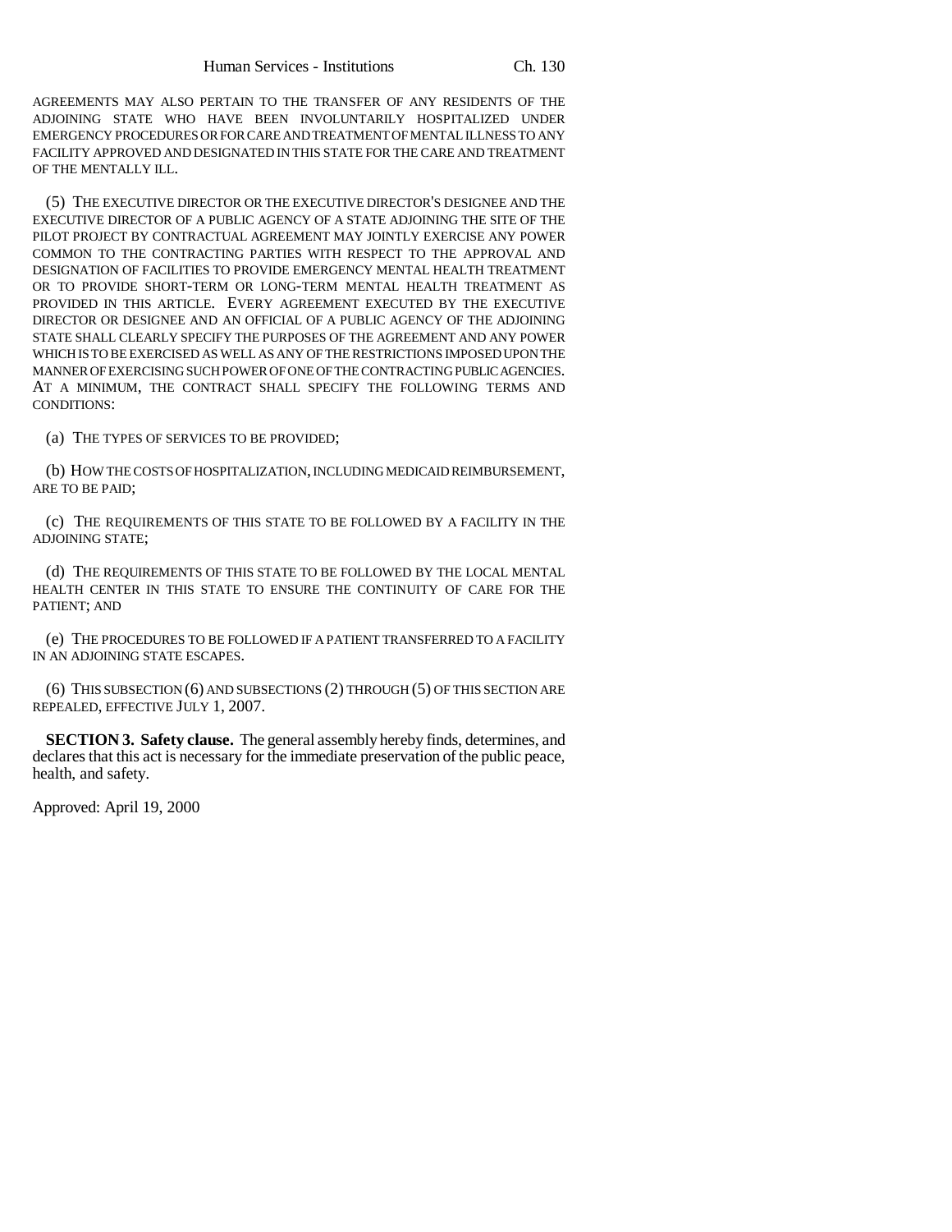AGREEMENTS MAY ALSO PERTAIN TO THE TRANSFER OF ANY RESIDENTS OF THE ADJOINING STATE WHO HAVE BEEN INVOLUNTARILY HOSPITALIZED UNDER EMERGENCY PROCEDURES OR FOR CARE AND TREATMENT OF MENTAL ILLNESS TO ANY FACILITY APPROVED AND DESIGNATED IN THIS STATE FOR THE CARE AND TREATMENT OF THE MENTALLY ILL.

(5) THE EXECUTIVE DIRECTOR OR THE EXECUTIVE DIRECTOR'S DESIGNEE AND THE EXECUTIVE DIRECTOR OF A PUBLIC AGENCY OF A STATE ADJOINING THE SITE OF THE PILOT PROJECT BY CONTRACTUAL AGREEMENT MAY JOINTLY EXERCISE ANY POWER COMMON TO THE CONTRACTING PARTIES WITH RESPECT TO THE APPROVAL AND DESIGNATION OF FACILITIES TO PROVIDE EMERGENCY MENTAL HEALTH TREATMENT OR TO PROVIDE SHORT-TERM OR LONG-TERM MENTAL HEALTH TREATMENT AS PROVIDED IN THIS ARTICLE. EVERY AGREEMENT EXECUTED BY THE EXECUTIVE DIRECTOR OR DESIGNEE AND AN OFFICIAL OF A PUBLIC AGENCY OF THE ADJOINING STATE SHALL CLEARLY SPECIFY THE PURPOSES OF THE AGREEMENT AND ANY POWER WHICH IS TO BE EXERCISED AS WELL AS ANY OF THE RESTRICTIONS IMPOSED UPON THE MANNER OF EXERCISING SUCH POWER OF ONE OF THE CONTRACTING PUBLIC AGENCIES. AT A MINIMUM, THE CONTRACT SHALL SPECIFY THE FOLLOWING TERMS AND CONDITIONS:

(a) THE TYPES OF SERVICES TO BE PROVIDED;

(b) HOW THE COSTS OF HOSPITALIZATION, INCLUDING MEDICAID REIMBURSEMENT, ARE TO BE PAID;

(c) THE REQUIREMENTS OF THIS STATE TO BE FOLLOWED BY A FACILITY IN THE ADJOINING STATE;

(d) THE REQUIREMENTS OF THIS STATE TO BE FOLLOWED BY THE LOCAL MENTAL HEALTH CENTER IN THIS STATE TO ENSURE THE CONTINUITY OF CARE FOR THE PATIENT; AND

(e) THE PROCEDURES TO BE FOLLOWED IF A PATIENT TRANSFERRED TO A FACILITY IN AN ADJOINING STATE ESCAPES.

(6) THIS SUBSECTION (6) AND SUBSECTIONS (2) THROUGH (5) OF THIS SECTION ARE REPEALED, EFFECTIVE JULY 1, 2007.

**SECTION 3. Safety clause.** The general assembly hereby finds, determines, and declares that this act is necessary for the immediate preservation of the public peace, health, and safety.

Approved: April 19, 2000